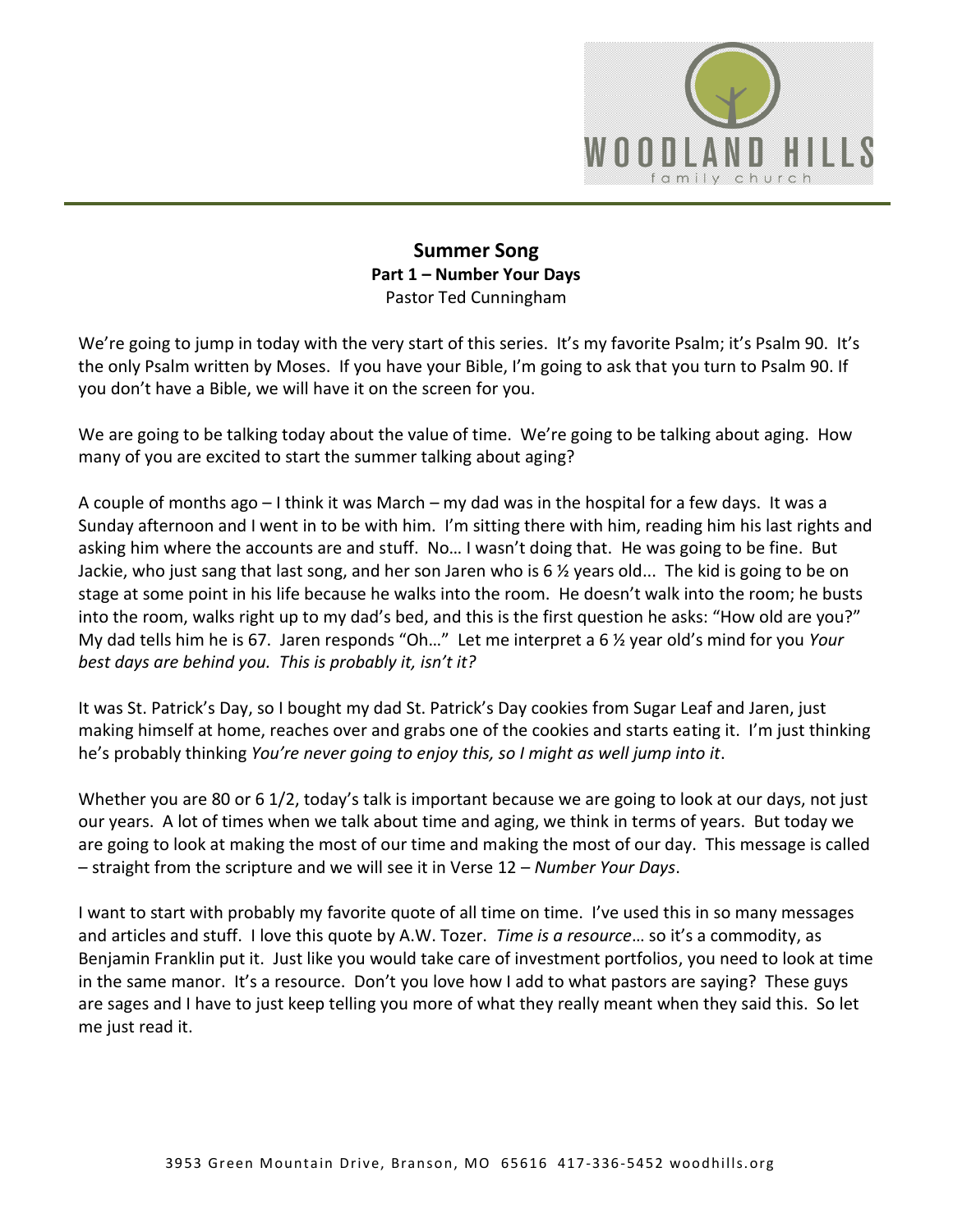# Summer Song

## Part 1 – Number Your Days

Pastor Ted Cunningham

We're going to jump in today with the very start of this series. It's my favorite Psalm; it's Psalm 90. It's the only Psalm written by Moses. If you have your Bible, I'm going to ask that you turn to Psalm 90. If you don't have a Bible, we will have it on the screen for you.

We are going to be talking today about the value of time. We're going to be talking about aging. How many of you are excited to start the summer talking about aging?

A couple of months ago – I think it was March – my dad was in the hospital for a few days. It was a Sunday afternoon and I went in to be with him. I'm sitting there with him, reading him his last rights and asking him where the accounts are and stuff. No… I wasn't doing that. He was going to be fine. But Jackie, who just sang that last song, and her son Jaren who is 6 ½ years old... The kid is going to be on stage at some point in his life because he walks into the room. He doesn't walk into the room; he busts into the room, walks right up to my dad's bed, and this is the first question he asks: "How old are you?" My dad tells him he is 67. Jaren responds "Oh…" Let me interpret a 6 ½ year old's mind for you *Your best days are behind you. This is probably it, isn't it?*

It was St. Patrick's Day, so I bought my dad St. Patrick's Day cookies from Sugar Leaf and Jaren, just making himself at home, reaches over and grabs one of the cookies and starts eating it. I'm just thinking he's probably thinking *You're never going to enjoy this, so I might as well jump into it*.

Whether you are 80 or 6 1/2, today's talk is important because we are going to look at our days, not just our years. A lot of times when we talk about time and aging, we think in terms of years. But today we are going to look at making the most of our time and making the most of our day. This message is called – straight from the scripture and we will see it in Verse 12 – *Number Your Days*.

I want to start with probably my favorite quote of all time on time. I've used this in so many messages and articles and stuff. I love this quote by A.W. Tozer. *Time is a resource*… so it's a commodity, as Benjamin Franklin put it. Just like you would take care of investment portfolios, you need to look at time in the same manor. It's a resource. Don't you love how I add to what pastors are saying? These guys are sages and I have to just keep telling you more of what they really meant when they said this. So let me just read it.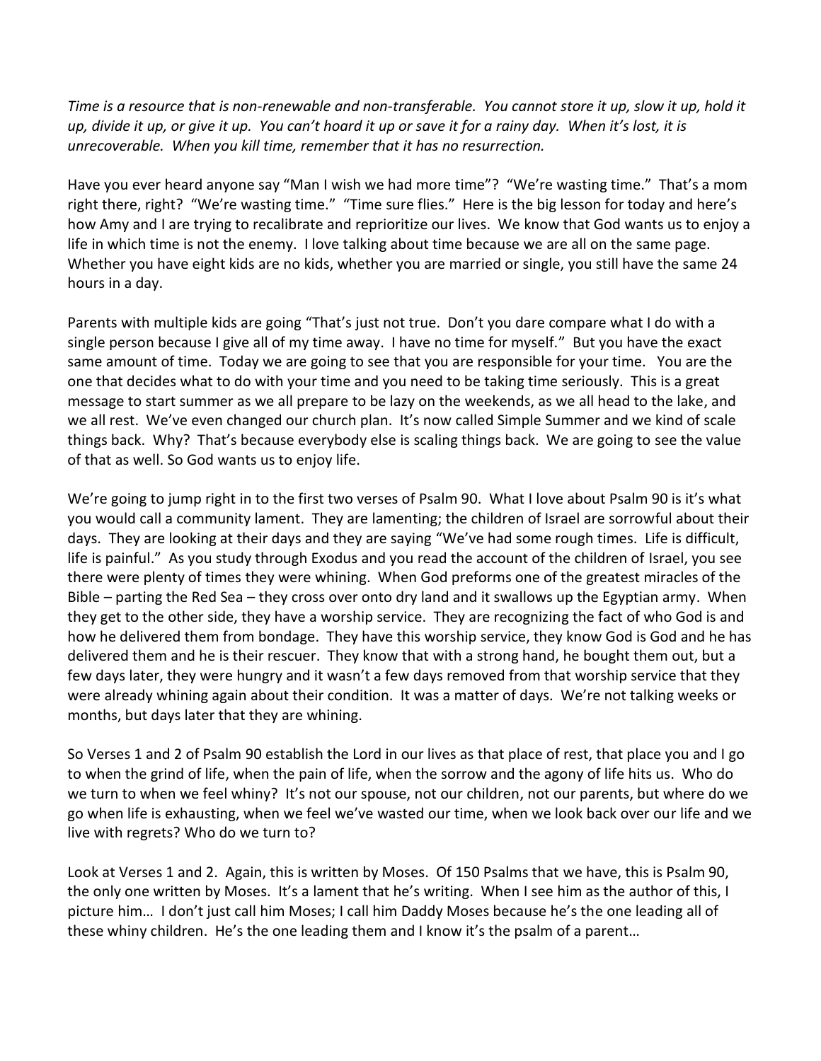*Time is a resource that is non-renewable and non-transferable. You cannot store it up, slow it up, hold it up, divide it up, or give it up. You can't hoard it up or save it for a rainy day. When it's lost, it is unrecoverable. When you kill time, remember that it has no resurrection.*

Have you ever heard anyone say "Man I wish we had more time"? "We're wasting time." That's a mom right there, right? "We're wasting time." "Time sure flies." Here is the big lesson for today and here's how Amy and I are trying to recalibrate and reprioritize our lives. We know that God wants us to enjoy a life in which time is not the enemy. I love talking about time because we are all on the same page. Whether you have eight kids are no kids, whether you are married or single, you still have the same 24 hours in a day.

Parents with multiple kids are going "That's just not true. Don't you dare compare what I do with a single person because I give all of my time away. I have no time for myself." But you have the exact same amount of time. Today we are going to see that you are responsible for your time. You are the one that decides what to do with your time and you need to be taking time seriously. This is a great message to start summer as we all prepare to be lazy on the weekends, as we all head to the lake, and we all rest. We've even changed our church plan. It's now called Simple Summer and we kind of scale things back. Why? That's because everybody else is scaling things back. We are going to see the value of that as well. So God wants us to enjoy life.

We're going to jump right in to the first two verses of Psalm 90. What I love about Psalm 90 is it's what you would call a community lament. They are lamenting; the children of Israel are sorrowful about their days. They are looking at their days and they are saying "We've had some rough times. Life is difficult, life is painful." As you study through Exodus and you read the account of the children of Israel, you see there were plenty of times they were whining. When God preforms one of the greatest miracles of the Bible – parting the Red Sea – they cross over onto dry land and it swallows up the Egyptian army. When they get to the other side, they have a worship service. They are recognizing the fact of who God is and how he delivered them from bondage. They have this worship service, they know God is God and he has delivered them and he is their rescuer. They know that with a strong hand, he bought them out, but a few days later, they were hungry and it wasn't a few days removed from that worship service that they were already whining again about their condition. It was a matter of days. We're not talking weeks or months, but days later that they are whining.

So Verses 1 and 2 of Psalm 90 establish the Lord in our lives as that place of rest, that place you and I go to when the grind of life, when the pain of life, when the sorrow and the agony of life hits us. Who do we turn to when we feel whiny? It's not our spouse, not our children, not our parents, but where do we go when life is exhausting, when we feel we've wasted our time, when we look back over our life and we live with regrets? Who do we turn to?

Look at Verses 1 and 2. Again, this is written by Moses. Of 150 Psalms that we have, this is Psalm 90, the only one written by Moses. It's a lament that he's writing. When I see him as the author of this, I picture him… I don't just call him Moses; I call him Daddy Moses because he's the one leading all of these whiny children. He's the one leading them and I know it's the psalm of a parent…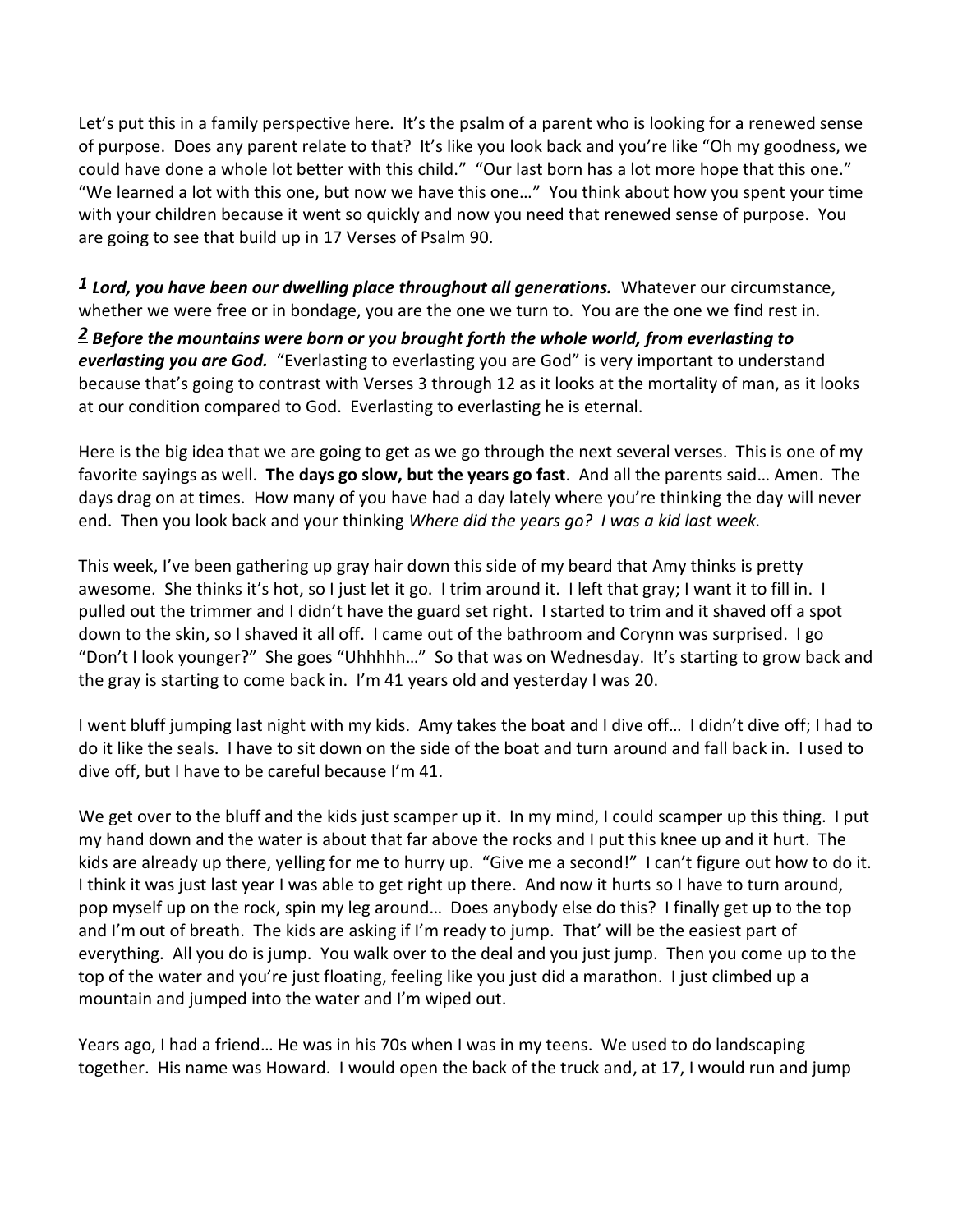Let's put this in a family perspective here. It's the psalm of a parent who is looking for a renewed sense of purpose. Does any parent relate to that? It's like you look back and you're like "Oh my goodness, we could have done a whole lot better with this child." "Our last born has a lot more hope that this one." "We learned a lot with this one, but now we have this one…" You think about how you spent your time with your children because it went so quickly and now you need that renewed sense of purpose. You are going to see that build up in 17 Verses of Psalm 90.

***1*** ***Lord, you have been our dwelling place throughout all generations.*** Whatever our circumstance, whether we were free or in bondage, you are the one we turn to. You are the one we find rest in.

***2*** ***Before the mountains were born or you brought forth the whole world, from everlasting to everlasting you are God.*** "Everlasting to everlasting you are God" is very important to understand because that's going to contrast with Verses 3 through 12 as it looks at the mortality of man, as it looks at our condition compared to God. Everlasting to everlasting he is eternal.

Here is the big idea that we are going to get as we go through the next several verses. This is one of my favorite sayings as well. **The days go slow, but the years go fast**. And all the parents said… Amen. The days drag on at times. How many of you have had a day lately where you're thinking the day will never end. Then you look back and your thinking *Where did the years go? I was a kid last week.*

This week, I've been gathering up gray hair down this side of my beard that Amy thinks is pretty awesome. She thinks it's hot, so I just let it go. I trim around it. I left that gray; I want it to fill in. I pulled out the trimmer and I didn't have the guard set right. I started to trim and it shaved off a spot down to the skin, so I shaved it all off. I came out of the bathroom and Corynn was surprised. I go "Don't I look younger?" She goes "Uhhhhh…" So that was on Wednesday. It's starting to grow back and the gray is starting to come back in. I'm 41 years old and yesterday I was 20.

I went bluff jumping last night with my kids. Amy takes the boat and I dive off… I didn't dive off; I had to do it like the seals. I have to sit down on the side of the boat and turn around and fall back in. I used to dive off, but I have to be careful because I'm 41.

We get over to the bluff and the kids just scamper up it. In my mind, I could scamper up this thing. I put my hand down and the water is about that far above the rocks and I put this knee up and it hurt. The kids are already up there, yelling for me to hurry up. "Give me a second!" I can't figure out how to do it. I think it was just last year I was able to get right up there. And now it hurts so I have to turn around, pop myself up on the rock, spin my leg around… Does anybody else do this? I finally get up to the top and I'm out of breath. The kids are asking if I'm ready to jump. That' will be the easiest part of everything. All you do is jump. You walk over to the deal and you just jump. Then you come up to the top of the water and you're just floating, feeling like you just did a marathon. I just climbed up a mountain and jumped into the water and I'm wiped out.

Years ago, I had a friend… He was in his 70s when I was in my teens. We used to do landscaping together. His name was Howard. I would open the back of the truck and, at 17, I would run and jump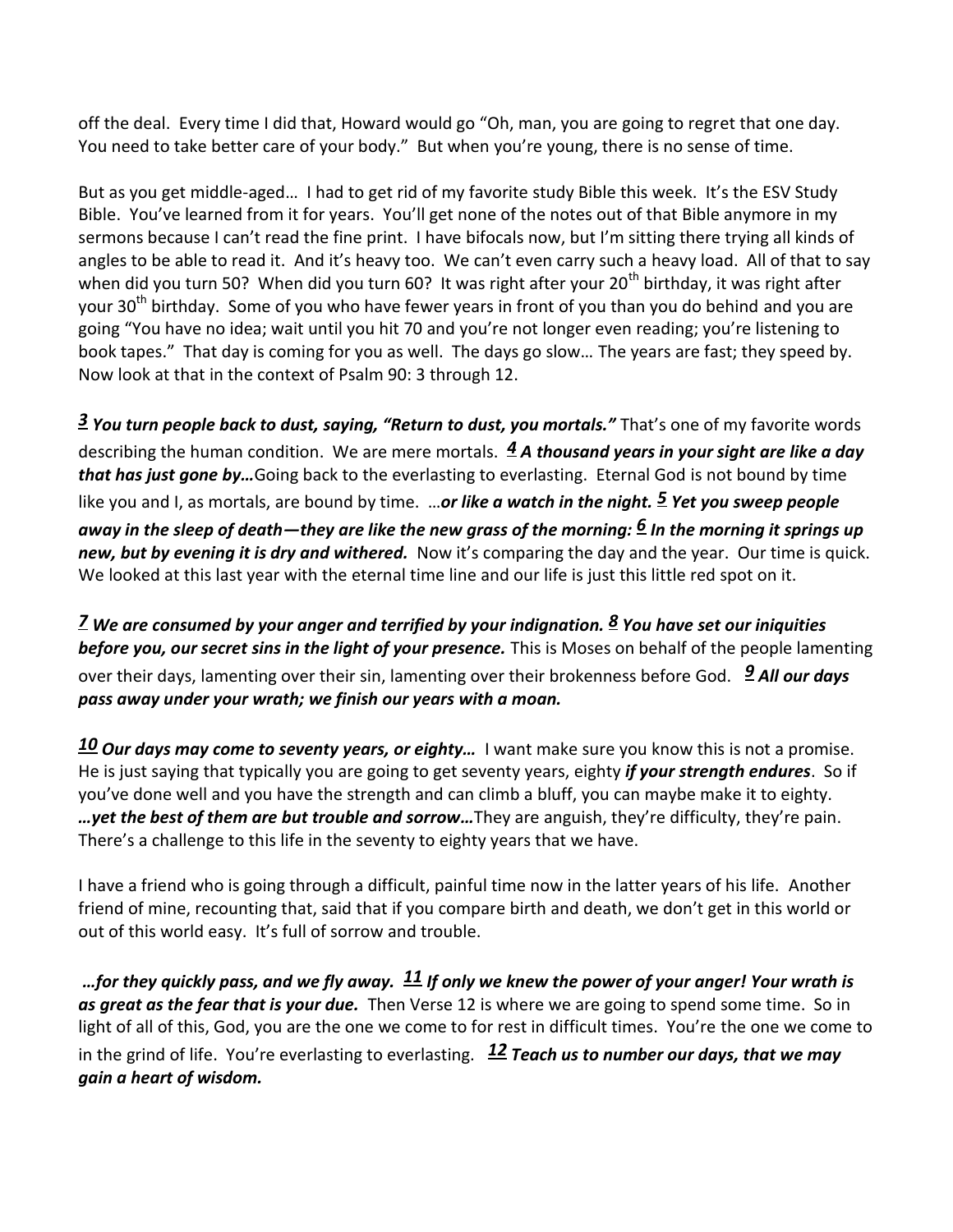off the deal. Every time I did that, Howard would go "Oh, man, you are going to regret that one day. You need to take better care of your body." But when you're young, there is no sense of time.

But as you get middle-aged… I had to get rid of my favorite study Bible this week. It's the ESV Study Bible. You've learned from it for years. You'll get none of the notes out of that Bible anymore in my sermons because I can't read the fine print. I have bifocals now, but I'm sitting there trying all kinds of angles to be able to read it. And it's heavy too. We can't even carry such a heavy load. All of that to say when did you turn 50? When did you turn 60? It was right after your 20th birthday, it was right after your 30th birthday. Some of you who have fewer years in front of you than you do behind and you are going "You have no idea; wait until you hit 70 and you're not longer even reading; you're listening to book tapes." That day is coming for you as well. The days go slow… The years are fast; they speed by. Now look at that in the context of Psalm 90: 3 through 12.

***3*** ***You turn people back to dust, saying, "Return to dust, you mortals."*** That's one of my favorite words describing the human condition. We are mere mortals. ***4*** ***A thousand years in your sight are like a day that has just gone by…*** Going back to the everlasting to everlasting. Eternal God is not bound by time like you and I, as mortals, are bound by time. …***or like a watch in the night.*** ***5*** ***Yet you sweep people away in the sleep of death—they are like the new grass of the morning:*** ***6*** ***In the morning it springs up new, but by evening it is dry and withered.*** Now it's comparing the day and the year. Our time is quick. We looked at this last year with the eternal time line and our life is just this little red spot on it.

***7*** ***We are consumed by your anger and terrified by your indignation.*** ***8*** ***You have set our iniquities before you, our secret sins in the light of your presence.*** This is Moses on behalf of the people lamenting over their days, lamenting over their sin, lamenting over their brokenness before God. ***9*** ***All our days pass away under your wrath; we finish our years with a moan.***

***10*** ***Our days may come to seventy years, or eighty…*** I want make sure you know this is not a promise. He is just saying that typically you are going to get seventy years, eighty ***if your strength endures***. So if you've done well and you have the strength and can climb a bluff, you can maybe make it to eighty. ***…yet the best of them are but trouble and sorrow…*** They are anguish, they're difficulty, they're pain. There's a challenge to this life in the seventy to eighty years that we have.

I have a friend who is going through a difficult, painful time now in the latter years of his life. Another friend of mine, recounting that, said that if you compare birth and death, we don't get in this world or out of this world easy. It's full of sorrow and trouble.

***…for they quickly pass, and we fly away.*** ***11*** ***If only we knew the power of your anger! Your wrath is as great as the fear that is your due.*** Then Verse 12 is where we are going to spend some time. So in light of all of this, God, you are the one we come to for rest in difficult times. You're the one we come to in the grind of life. You're everlasting to everlasting. ***12*** ***Teach us to number our days, that we may gain a heart of wisdom.***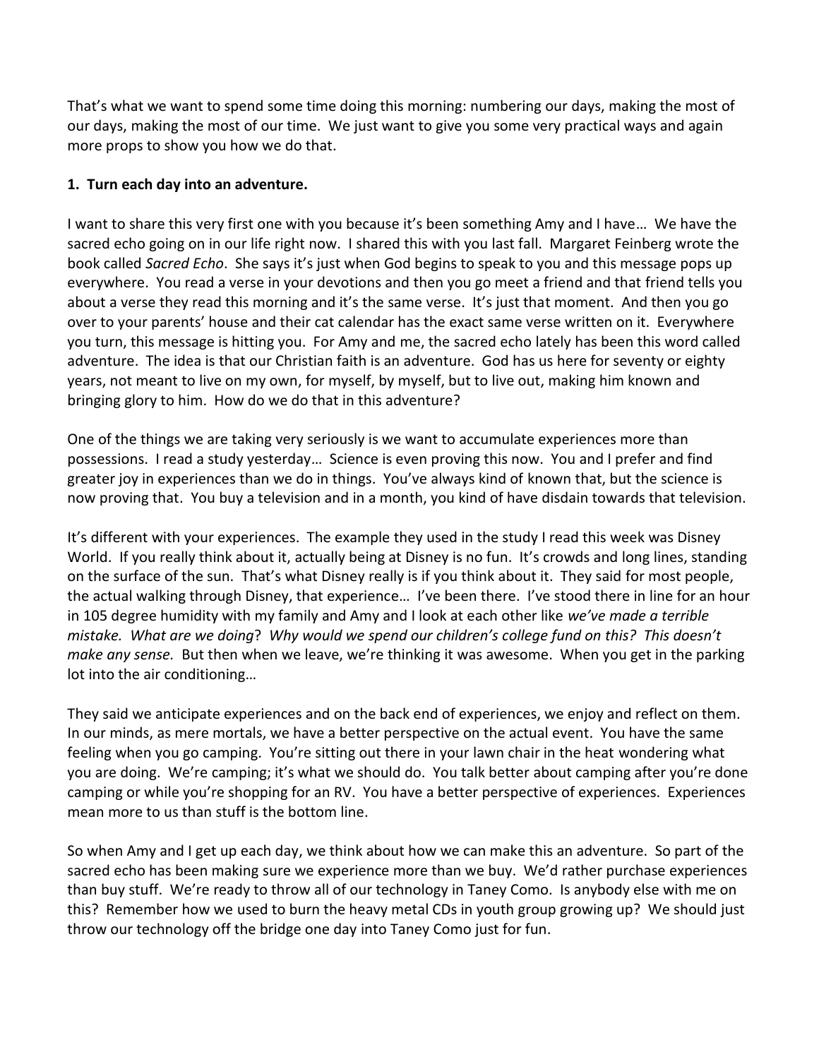That's what we want to spend some time doing this morning: numbering our days, making the most of our days, making the most of our time. We just want to give you some very practical ways and again more props to show you how we do that.

**1. Turn each day into an adventure.**

I want to share this very first one with you because it's been something Amy and I have… We have the sacred echo going on in our life right now. I shared this with you last fall. Margaret Feinberg wrote the book called *Sacred Echo*. She says it's just when God begins to speak to you and this message pops up everywhere. You read a verse in your devotions and then you go meet a friend and that friend tells you about a verse they read this morning and it's the same verse. It's just that moment. And then you go over to your parents' house and their cat calendar has the exact same verse written on it. Everywhere you turn, this message is hitting you. For Amy and me, the sacred echo lately has been this word called adventure. The idea is that our Christian faith is an adventure. God has us here for seventy or eighty years, not meant to live on my own, for myself, by myself, but to live out, making him known and bringing glory to him. How do we do that in this adventure?

One of the things we are taking very seriously is we want to accumulate experiences more than possessions. I read a study yesterday… Science is even proving this now. You and I prefer and find greater joy in experiences than we do in things. You've always kind of known that, but the science is now proving that. You buy a television and in a month, you kind of have disdain towards that television.

It's different with your experiences. The example they used in the study I read this week was Disney World. If you really think about it, actually being at Disney is no fun. It's crowds and long lines, standing on the surface of the sun. That's what Disney really is if you think about it. They said for most people, the actual walking through Disney, that experience… I've been there. I've stood there in line for an hour in 105 degree humidity with my family and Amy and I look at each other like *we've made a terrible mistake. What are we doing*? *Why would we spend our children's college fund on this? This doesn't make any sense.* But then when we leave, we're thinking it was awesome. When you get in the parking lot into the air conditioning…

They said we anticipate experiences and on the back end of experiences, we enjoy and reflect on them. In our minds, as mere mortals, we have a better perspective on the actual event. You have the same feeling when you go camping. You're sitting out there in your lawn chair in the heat wondering what you are doing. We're camping; it's what we should do. You talk better about camping after you're done camping or while you're shopping for an RV. You have a better perspective of experiences. Experiences mean more to us than stuff is the bottom line.

So when Amy and I get up each day, we think about how we can make this an adventure. So part of the sacred echo has been making sure we experience more than we buy. We'd rather purchase experiences than buy stuff. We're ready to throw all of our technology in Taney Como. Is anybody else with me on this? Remember how we used to burn the heavy metal CDs in youth group growing up? We should just throw our technology off the bridge one day into Taney Como just for fun.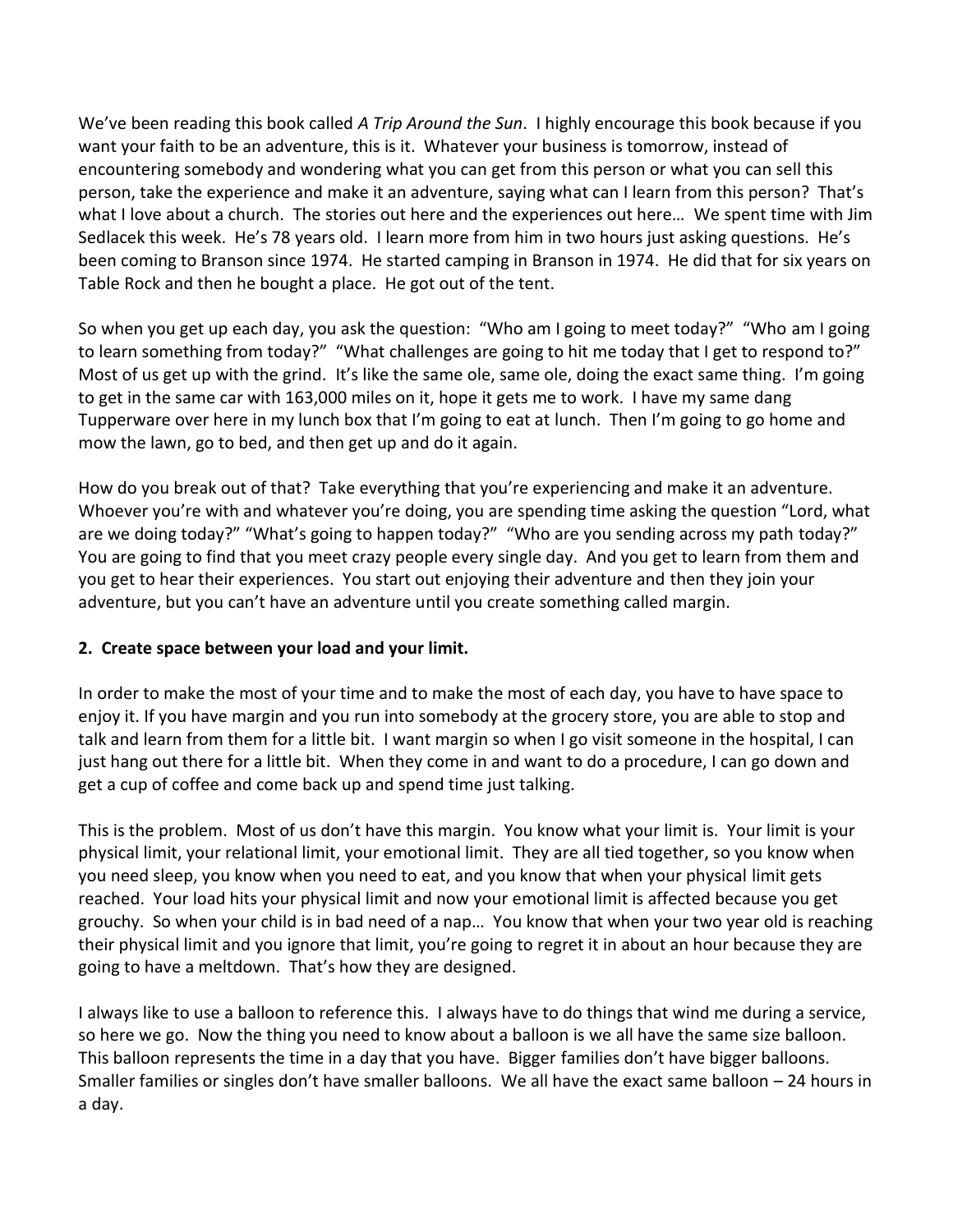We've been reading this book called *A Trip Around the Sun*. I highly encourage this book because if you want your faith to be an adventure, this is it. Whatever your business is tomorrow, instead of encountering somebody and wondering what you can get from this person or what you can sell this person, take the experience and make it an adventure, saying what can I learn from this person? That's what I love about a church. The stories out here and the experiences out here… We spent time with Jim Sedlacek this week. He's 78 years old. I learn more from him in two hours just asking questions. He's been coming to Branson since 1974. He started camping in Branson in 1974. He did that for six years on Table Rock and then he bought a place. He got out of the tent.

So when you get up each day, you ask the question: "Who am I going to meet today?" "Who am I going to learn something from today?" "What challenges are going to hit me today that I get to respond to?" Most of us get up with the grind. It's like the same ole, same ole, doing the exact same thing. I'm going to get in the same car with 163,000 miles on it, hope it gets me to work. I have my same dang Tupperware over here in my lunch box that I'm going to eat at lunch. Then I'm going to go home and mow the lawn, go to bed, and then get up and do it again.

How do you break out of that? Take everything that you're experiencing and make it an adventure. Whoever you're with and whatever you're doing, you are spending time asking the question "Lord, what are we doing today?" "What's going to happen today?" "Who are you sending across my path today?" You are going to find that you meet crazy people every single day. And you get to learn from them and you get to hear their experiences. You start out enjoying their adventure and then they join your adventure, but you can't have an adventure until you create something called margin.

**2. Create space between your load and your limit.**

In order to make the most of your time and to make the most of each day, you have to have space to enjoy it. If you have margin and you run into somebody at the grocery store, you are able to stop and talk and learn from them for a little bit. I want margin so when I go visit someone in the hospital, I can just hang out there for a little bit. When they come in and want to do a procedure, I can go down and get a cup of coffee and come back up and spend time just talking.

This is the problem. Most of us don't have this margin. You know what your limit is. Your limit is your physical limit, your relational limit, your emotional limit. They are all tied together, so you know when you need sleep, you know when you need to eat, and you know that when your physical limit gets reached. Your load hits your physical limit and now your emotional limit is affected because you get grouchy. So when your child is in bad need of a nap… You know that when your two year old is reaching their physical limit and you ignore that limit, you're going to regret it in about an hour because they are going to have a meltdown. That's how they are designed.

I always like to use a balloon to reference this. I always have to do things that wind me during a service, so here we go. Now the thing you need to know about a balloon is we all have the same size balloon. This balloon represents the time in a day that you have. Bigger families don't have bigger balloons. Smaller families or singles don't have smaller balloons. We all have the exact same balloon – 24 hours in a day.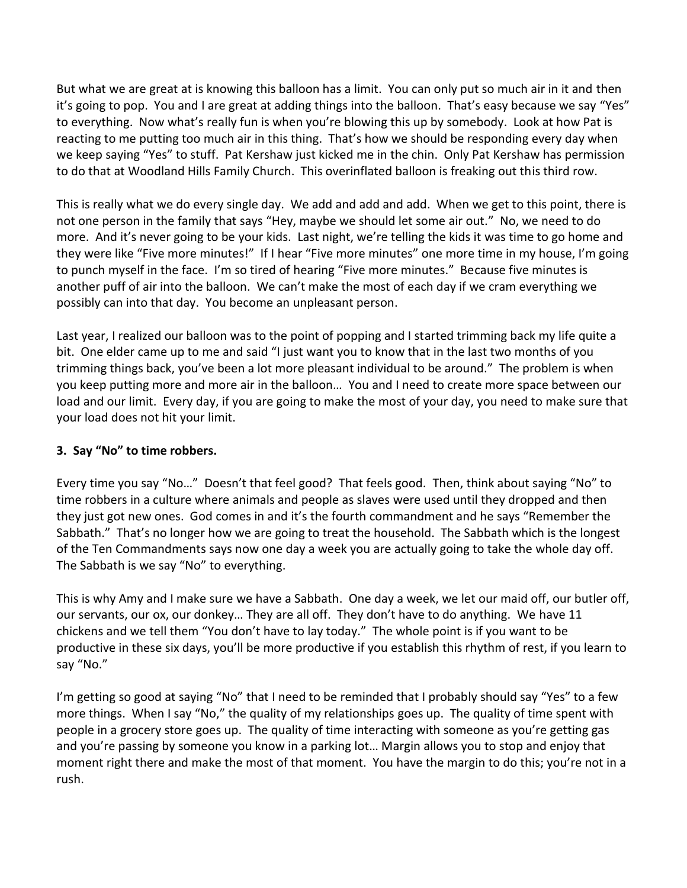But what we are great at is knowing this balloon has a limit. You can only put so much air in it and then it's going to pop. You and I are great at adding things into the balloon. That's easy because we say "Yes" to everything. Now what's really fun is when you're blowing this up by somebody. Look at how Pat is reacting to me putting too much air in this thing. That's how we should be responding every day when we keep saying "Yes" to stuff. Pat Kershaw just kicked me in the chin. Only Pat Kershaw has permission to do that at Woodland Hills Family Church. This overinflated balloon is freaking out this third row.

This is really what we do every single day. We add and add and add. When we get to this point, there is not one person in the family that says "Hey, maybe we should let some air out." No, we need to do more. And it's never going to be your kids. Last night, we're telling the kids it was time to go home and they were like "Five more minutes!" If I hear "Five more minutes" one more time in my house, I'm going to punch myself in the face. I'm so tired of hearing "Five more minutes." Because five minutes is another puff of air into the balloon. We can't make the most of each day if we cram everything we possibly can into that day. You become an unpleasant person.

Last year, I realized our balloon was to the point of popping and I started trimming back my life quite a bit. One elder came up to me and said "I just want you to know that in the last two months of you trimming things back, you've been a lot more pleasant individual to be around." The problem is when you keep putting more and more air in the balloon… You and I need to create more space between our load and our limit. Every day, if you are going to make the most of your day, you need to make sure that your load does not hit your limit.

**3. Say "No" to time robbers.**

Every time you say "No…" Doesn't that feel good? That feels good. Then, think about saying "No" to time robbers in a culture where animals and people as slaves were used until they dropped and then they just got new ones. God comes in and it's the fourth commandment and he says "Remember the Sabbath." That's no longer how we are going to treat the household. The Sabbath which is the longest of the Ten Commandments says now one day a week you are actually going to take the whole day off. The Sabbath is we say "No" to everything.

This is why Amy and I make sure we have a Sabbath. One day a week, we let our maid off, our butler off, our servants, our ox, our donkey… They are all off. They don't have to do anything. We have 11 chickens and we tell them "You don't have to lay today." The whole point is if you want to be productive in these six days, you'll be more productive if you establish this rhythm of rest, if you learn to say "No."

I'm getting so good at saying "No" that I need to be reminded that I probably should say "Yes" to a few more things. When I say "No," the quality of my relationships goes up. The quality of time spent with people in a grocery store goes up. The quality of time interacting with someone as you're getting gas and you're passing by someone you know in a parking lot… Margin allows you to stop and enjoy that moment right there and make the most of that moment. You have the margin to do this; you're not in a rush.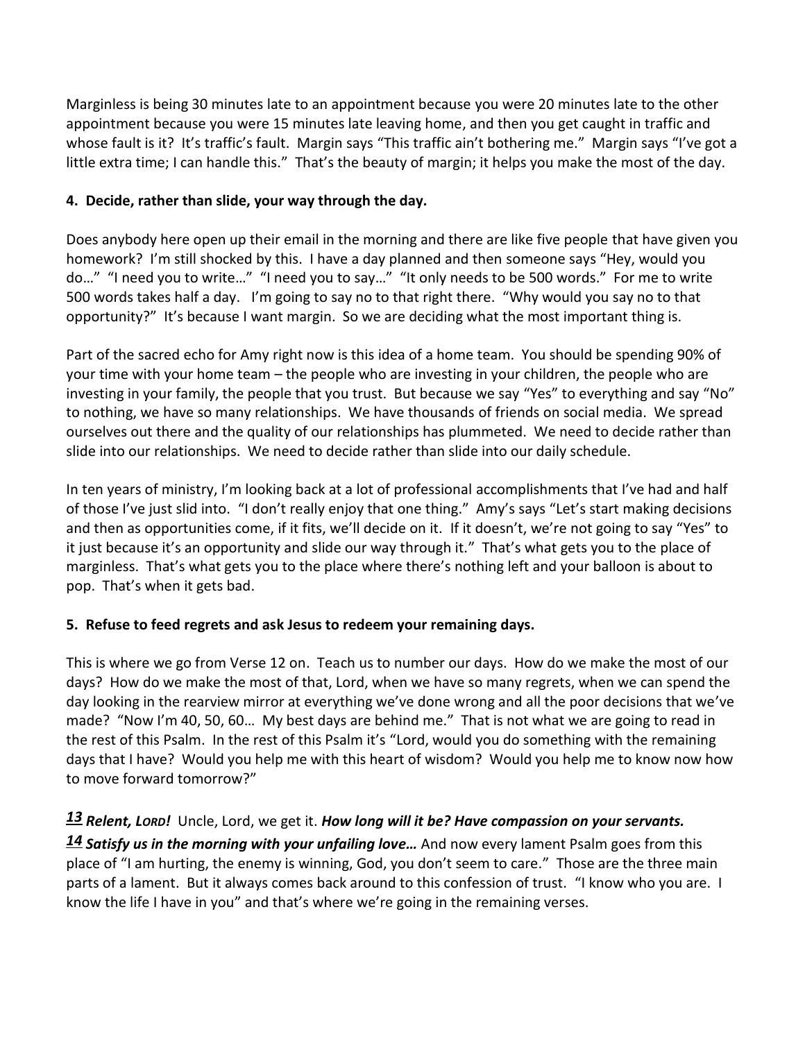Marginless is being 30 minutes late to an appointment because you were 20 minutes late to the other appointment because you were 15 minutes late leaving home, and then you get caught in traffic and whose fault is it? It's traffic's fault. Margin says "This traffic ain't bothering me." Margin says "I've got a little extra time; I can handle this." That's the beauty of margin; it helps you make the most of the day.

**4. Decide, rather than slide, your way through the day.**

Does anybody here open up their email in the morning and there are like five people that have given you homework? I'm still shocked by this. I have a day planned and then someone says "Hey, would you do…" "I need you to write…" "I need you to say…" "It only needs to be 500 words." For me to write 500 words takes half a day. I'm going to say no to that right there. "Why would you say no to that opportunity?" It's because I want margin. So we are deciding what the most important thing is.

Part of the sacred echo for Amy right now is this idea of a home team. You should be spending 90% of your time with your home team – the people who are investing in your children, the people who are investing in your family, the people that you trust. But because we say "Yes" to everything and say "No" to nothing, we have so many relationships. We have thousands of friends on social media. We spread ourselves out there and the quality of our relationships has plummeted. We need to decide rather than slide into our relationships. We need to decide rather than slide into our daily schedule.

In ten years of ministry, I'm looking back at a lot of professional accomplishments that I've had and half of those I've just slid into. "I don't really enjoy that one thing." Amy's says "Let's start making decisions and then as opportunities come, if it fits, we'll decide on it. If it doesn't, we're not going to say "Yes" to it just because it's an opportunity and slide our way through it." That's what gets you to the place of marginless. That's what gets you to the place where there's nothing left and your balloon is about to pop. That's when it gets bad.

**5. Refuse to feed regrets and ask Jesus to redeem your remaining days.**

This is where we go from Verse 12 on. Teach us to number our days. How do we make the most of our days? How do we make the most of that, Lord, when we have so many regrets, when we can spend the day looking in the rearview mirror at everything we've done wrong and all the poor decisions that we've made? "Now I'm 40, 50, 60… My best days are behind me." That is not what we are going to read in the rest of this Psalm. In the rest of this Psalm it's "Lord, would you do something with the remaining days that I have? Would you help me with this heart of wisdom? Would you help me to know now how to move forward tomorrow?"

***13*** ***Relent, LORD!*** Uncle, Lord, we get it. ***How long will it be? Have compassion on your servants.***
***14*** ***Satisfy us in the morning with your unfailing love…*** And now every lament Psalm goes from this place of "I am hurting, the enemy is winning, God, you don't seem to care." Those are the three main parts of a lament. But it always comes back around to this confession of trust. "I know who you are. I know the life I have in you" and that's where we're going in the remaining verses.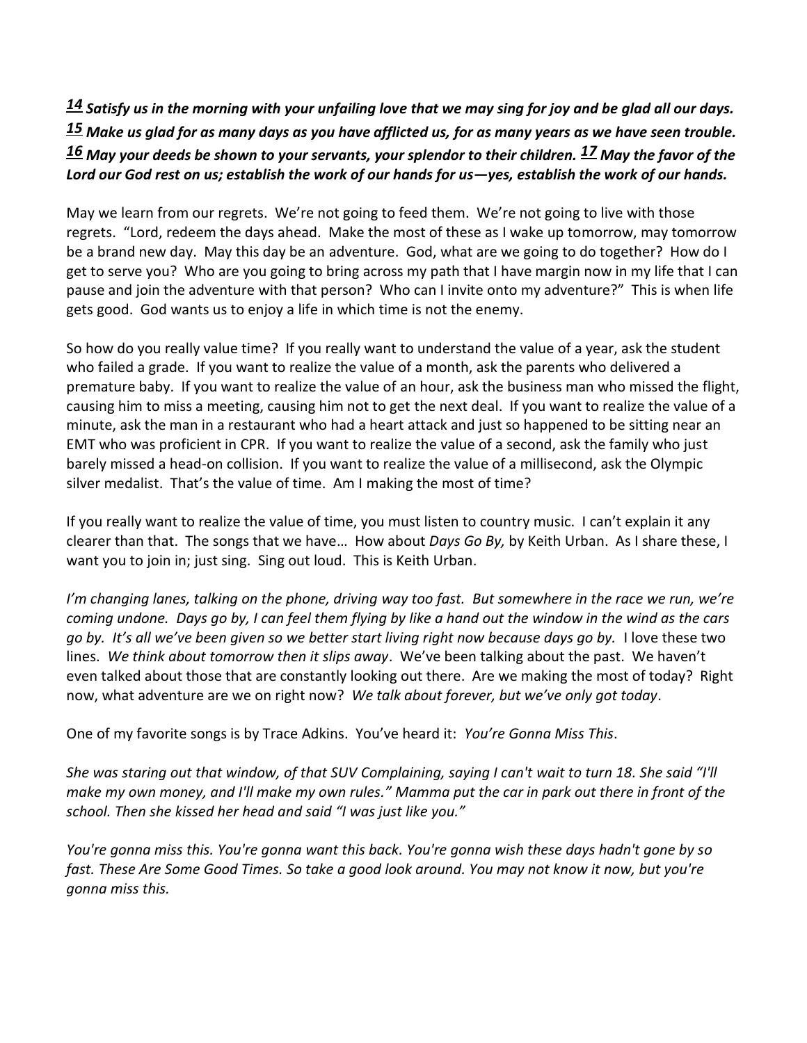***14*** ***Satisfy us in the morning with your unfailing love that we may sing for joy and be glad all our days.*** ***15*** ***Make us glad for as many days as you have afflicted us, for as many years as we have seen trouble.*** ***16*** ***May your deeds be shown to your servants, your splendor to their children.*** ***17*** ***May the favor of the Lord our God rest on us; establish the work of our hands for us—yes, establish the work of our hands.***

May we learn from our regrets. We're not going to feed them. We're not going to live with those regrets. "Lord, redeem the days ahead. Make the most of these as I wake up tomorrow, may tomorrow be a brand new day. May this day be an adventure. God, what are we going to do together? How do I get to serve you? Who are you going to bring across my path that I have margin now in my life that I can pause and join the adventure with that person? Who can I invite onto my adventure?" This is when life gets good. God wants us to enjoy a life in which time is not the enemy.

So how do you really value time? If you really want to understand the value of a year, ask the student who failed a grade. If you want to realize the value of a month, ask the parents who delivered a premature baby. If you want to realize the value of an hour, ask the business man who missed the flight, causing him to miss a meeting, causing him not to get the next deal. If you want to realize the value of a minute, ask the man in a restaurant who had a heart attack and just so happened to be sitting near an EMT who was proficient in CPR. If you want to realize the value of a second, ask the family who just barely missed a head-on collision. If you want to realize the value of a millisecond, ask the Olympic silver medalist. That's the value of time. Am I making the most of time?

If you really want to realize the value of time, you must listen to country music. I can't explain it any clearer than that. The songs that we have… How about *Days Go By,* by Keith Urban. As I share these, I want you to join in; just sing. Sing out loud. This is Keith Urban.

*I'm changing lanes, talking on the phone, driving way too fast. But somewhere in the race we run, we're coming undone. Days go by, I can feel them flying by like a hand out the window in the wind as the cars go by. It's all we've been given so we better start living right now because days go by.* I love these two lines. *We think about tomorrow then it slips away*. We've been talking about the past. We haven't even talked about those that are constantly looking out there. Are we making the most of today? Right now, what adventure are we on right now? *We talk about forever, but we've only got today*.

One of my favorite songs is by Trace Adkins. You've heard it: *You're Gonna Miss This*.

*She was staring out that window, of that SUV Complaining, saying I can't wait to turn 18. She said "I'll make my own money, and I'll make my own rules." Mamma put the car in park out there in front of the school. Then she kissed her head and said "I was just like you."*

*You're gonna miss this. You're gonna want this back. You're gonna wish these days hadn't gone by so fast. These Are Some Good Times. So take a good look around. You may not know it now, but you're gonna miss this.*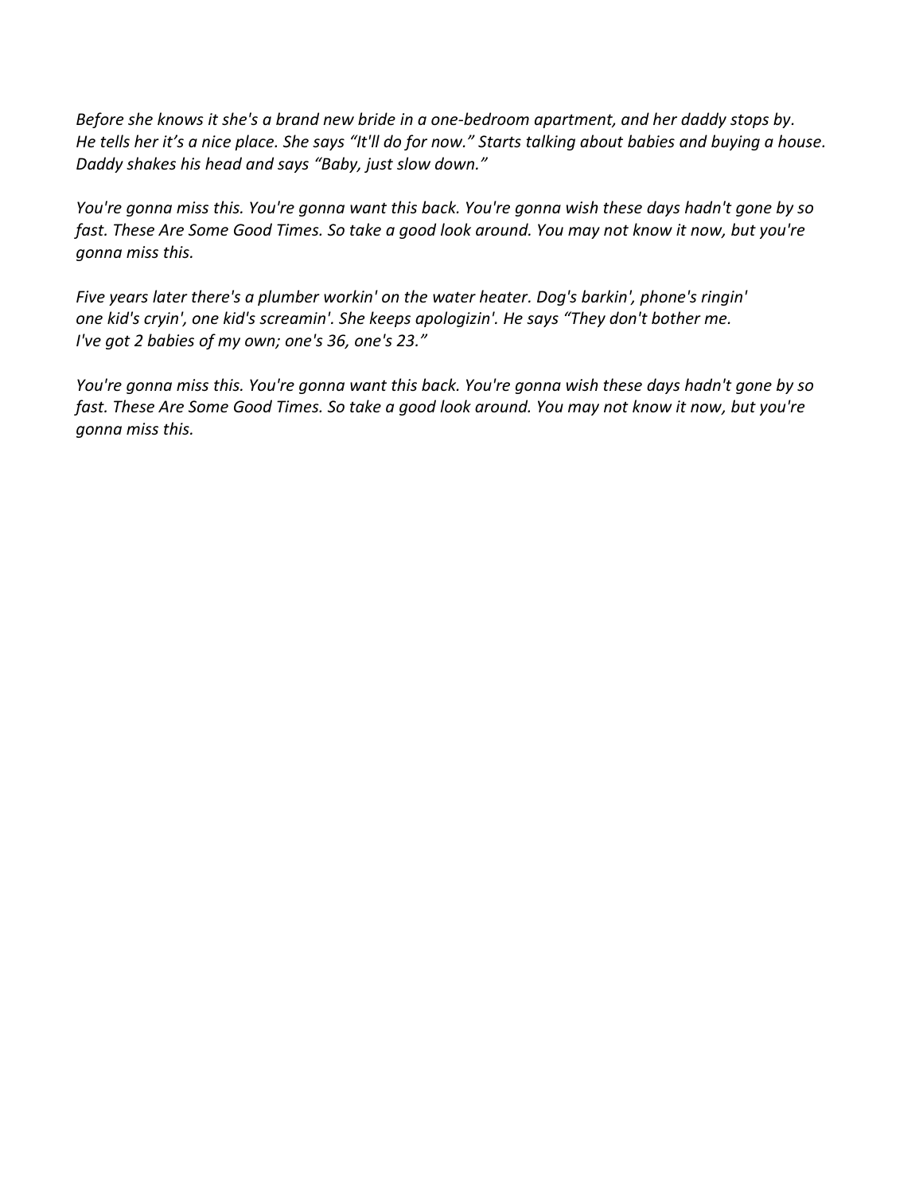*Before she knows it she's a brand new bride in a one-bedroom apartment, and her daddy stops by. He tells her it's a nice place. She says "It'll do for now." Starts talking about babies and buying a house. Daddy shakes his head and says "Baby, just slow down."*

*You're gonna miss this. You're gonna want this back. You're gonna wish these days hadn't gone by so fast. These Are Some Good Times. So take a good look around. You may not know it now, but you're gonna miss this.*

*Five years later there's a plumber workin' on the water heater. Dog's barkin', phone's ringin' one kid's cryin', one kid's screamin'. She keeps apologizin'. He says "They don't bother me. I've got 2 babies of my own; one's 36, one's 23."*

*You're gonna miss this. You're gonna want this back. You're gonna wish these days hadn't gone by so fast. These Are Some Good Times. So take a good look around. You may not know it now, but you're gonna miss this.*